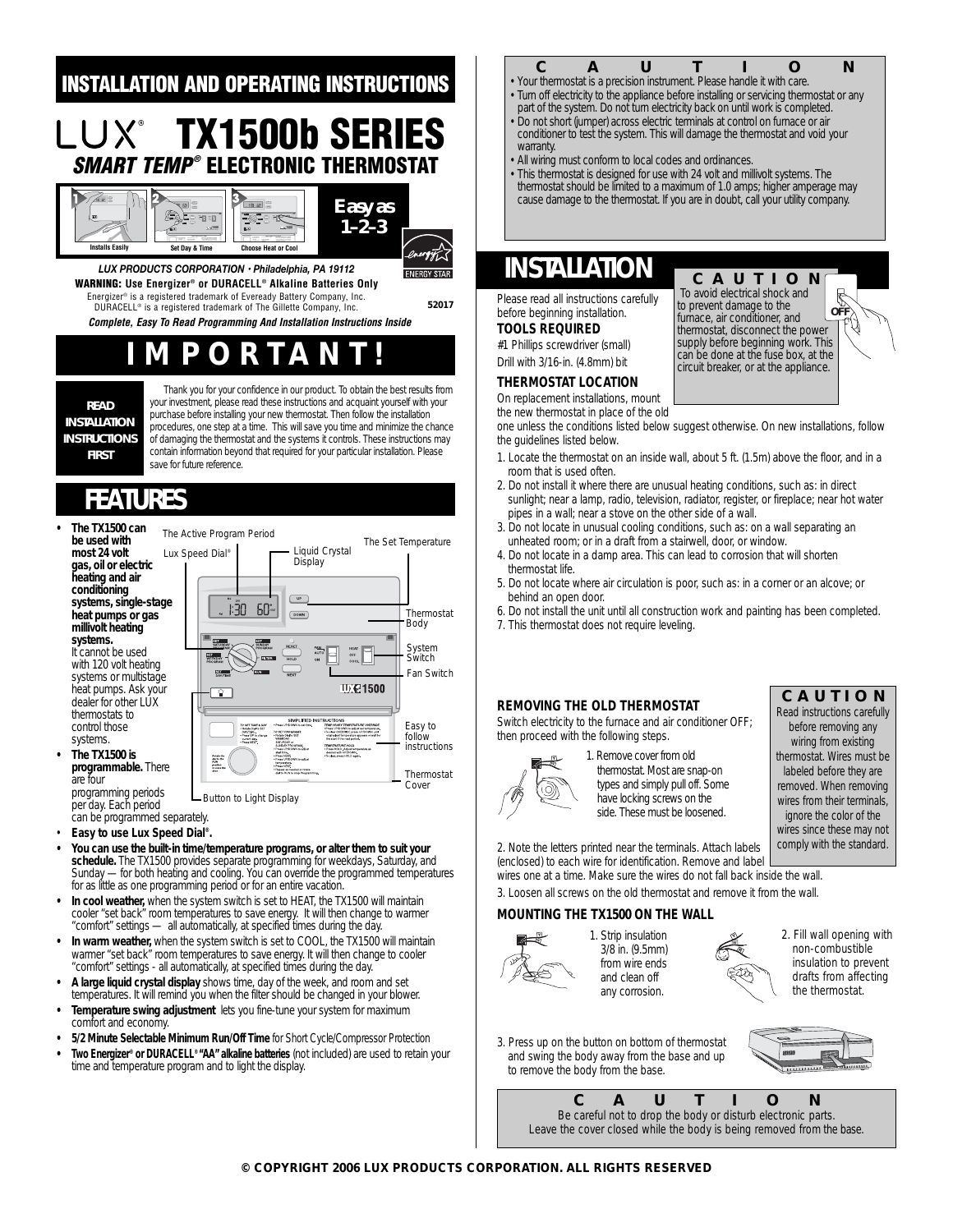# INSTALLATION AND OPERATING INSTRUCTIONS

# LUX® TX1500b SERIES

## *SMART TEMP®* ELECTRONIC THERMOSTAT

Installs Easily — Set Day & Time — Choose Heat or Cool

**Easy as 1–2–3**

ENERGY STAR

***LUX PRODUCTS CORPORATION • Philadelphia, PA 19112***

**WARNING: Use Energizer® or DURACELL® Alkaline Batteries Only**

Energizer® is a registered trademark of Eveready Battery Company, Inc.
DURACELL® is a registered trademark of The Gillette Company, Inc.

52017

***Complete, Easy To Read Programming And Installation Instructions Inside***

# IMPORTANT!

**READ INSTALLATION INSTRUCTIONS FIRST**

Thank you for your confidence in our product. To obtain the best results from your investment, please read these instructions and acquaint yourself with your purchase before installing your new thermostat. Then follow the installation procedures, one step at a time. This will save you time and minimize the chance of damaging the thermostat and the systems it controls. These instructions may contain information beyond that required for your particular installation. Please save for future reference.

# FEATURES

The Active Program Period — Lux Speed Dial® — Liquid Crystal Display — The Set Temperature — Thermostat Body — System Switch — Fan Switch — Easy to follow instructions — Thermostat Cover — Button to Light Display

- **The TX1500 can be used with most 24 volt gas, oil or electric heating and air conditioning systems, single-stage heat pumps or gas millivolt heating systems.** It cannot be used with 120 volt heating systems or multistage heat pumps. Ask your dealer for other LUX thermostats to control those systems.
- **The TX1500 is programmable.** There are four programming periods per day. Each period can be programmed separately.
- **Easy to use Lux Speed Dial®.**
- **You can use the built-in time/temperature programs, or alter them to suit your schedule.** The TX1500 provides separate programming for weekdays, Saturday, and Sunday — for both heating and cooling. You can override the programmed temperatures for as little as one programming period or for an entire vacation.
- **In cool weather,** when the system switch is set to HEAT, the TX1500 will maintain cooler "set back" room temperatures to save energy. It will then change to warmer "comfort" settings — all automatically, at specified times during the day.
- **In warm weather,** when the system switch is set to COOL, the TX1500 will maintain warmer "set back" room temperatures to save energy. It will then change to cooler "comfort" settings - all automatically, at specified times during the day.
- **A large liquid crystal display** shows time, day of the week, and room and set temperatures. It will remind you when the filter should be changed in your blower.
- **Temperature swing adjustment** lets you fine-tune your system for maximum comfort and economy.
- **5/2 Minute Selectable Minimum Run/Off Time** for Short Cycle/Compressor Protection
- **Two Energizer® or DURACELL® "AA" alkaline batteries** (not included) are used to retain your time and temperature program and to light the display.

## CAUTION

- Your thermostat is a precision instrument. Please handle it with care.
- Turn off electricity to the appliance before installing or servicing thermostat or any part of the system. Do not turn electricity back on until work is completed.
- Do not short (jumper) across electric terminals at control on furnace or air conditioner to test the system. This will damage the thermostat and void your warranty.
- All wiring must conform to local codes and ordinances.
- This thermostat is designed for use with 24 volt and millivolt systems. The thermostat should be limited to a maximum of 1.0 amps; higher amperage may cause damage to the thermostat. If you are in doubt, call your utility company.

# INSTALLATION

**CAUTION**

To avoid electrical shock and to prevent damage to the furnace, air conditioner, and thermostat, disconnect the power supply before beginning work. This can be done at the fuse box, at the circuit breaker, or at the appliance.

Please read all instructions carefully before beginning installation.

### TOOLS REQUIRED

#1 Phillips screwdriver (small)

Drill with 3/16-in. (4.8mm) bit

### THERMOSTAT LOCATION

On replacement installations, mount the new thermostat in place of the old one unless the conditions listed below suggest otherwise. On new installations, follow the guidelines listed below.

1. Locate the thermostat on an inside wall, about 5 ft. (1.5m) above the floor, and in a room that is used often.
2. Do not install it where there are unusual heating conditions, such as: in direct sunlight; near a lamp, radio, television, radiator, register, or fireplace; near hot water pipes in a wall; near a stove on the other side of a wall.
3. Do not locate in unusual cooling conditions, such as: on a wall separating an unheated room; or in a draft from a stairwell, door, or window.
4. Do not locate in a damp area. This can lead to corrosion that will shorten thermostat life.
5. Do not locate where air circulation is poor, such as: in a corner or an alcove; or behind an open door.
6. Do not install the unit until all construction work and painting has been completed.
7. This thermostat does not require leveling.

### REMOVING THE OLD THERMOSTAT

**CAUTION**

Read instructions carefully before removing any wiring from existing thermostat. Wires must be labeled before they are removed. When removing wires from their terminals, ignore the color of the wires since these may not comply with the standard.

Switch electricity to the furnace and air conditioner OFF; then proceed with the following steps.

1. Remove cover from old thermostat. Most are snap-on types and simply pull off. Some have locking screws on the side. These must be loosened.
2. Note the letters printed near the terminals. Attach labels (enclosed) to each wire for identification. Remove and label wires one at a time. Make sure the wires do not fall back inside the wall.
3. Loosen all screws on the old thermostat and remove it from the wall.

### MOUNTING THE TX1500 ON THE WALL

1. Strip insulation 3/8 in. (9.5mm) from wire ends and clean off any corrosion.
2. Fill wall opening with non-combustible insulation to prevent drafts from affecting the thermostat.
3. Press up on the button on bottom of thermostat and swing the body away from the base and up to remove the body from the base.

**CAUTION**

Be careful not to drop the body or disturb electronic parts.
Leave the cover closed while the body is being removed from the base.

© COPYRIGHT 2006 LUX PRODUCTS CORPORATION. ALL RIGHTS RESERVED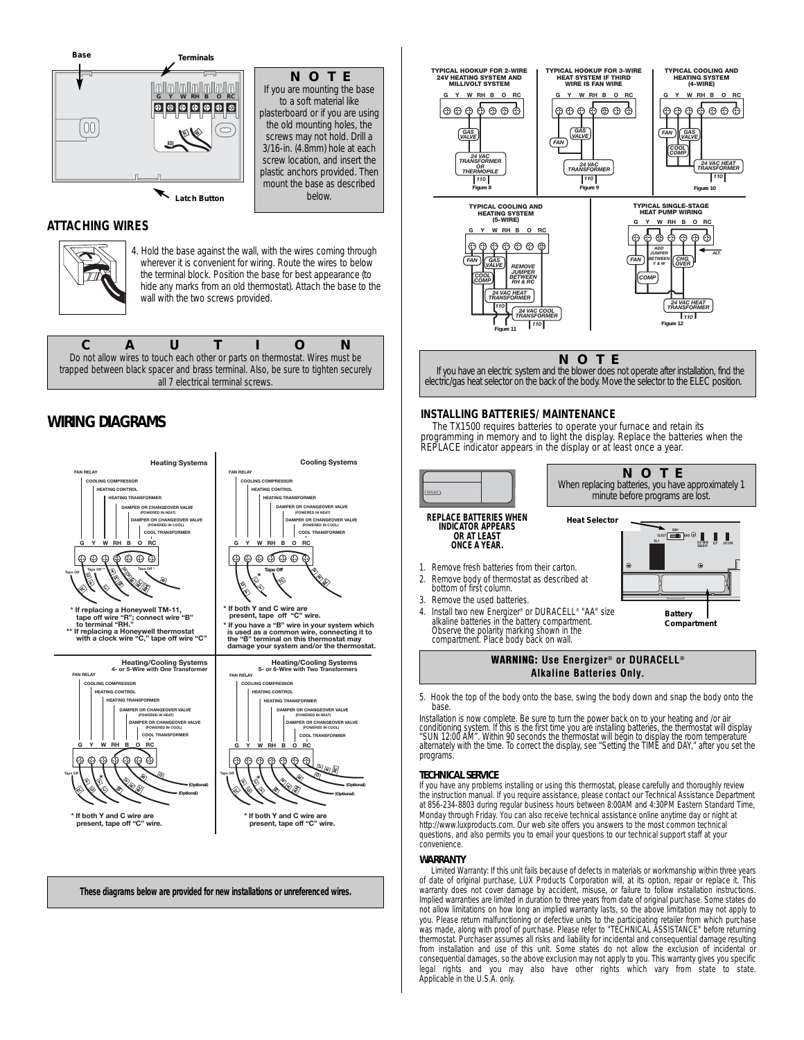Base

Terminals

Latch Button

**N O T E**

If you are mounting the base to a soft material like plasterboard or if you are using the old mounting holes, the screws may not hold. Drill a 3/16-in. (4.8mm) hole at each screw location, and insert the plastic anchors provided. Then mount the base as described below.

## ATTACHING WIRES

4. Hold the base against the wall, with the wires coming through wherever it is convenient for wiring. Route the wires to below the terminal block. Position the base for best appearance (to hide any marks from an old thermostat). Attach the base to the wall with the two screws provided.

**C A U T I O N**

Do not allow wires to touch each other or parts on thermostat. Wires must be trapped between black spacer and brass terminal. Also, be sure to tighten securely all 7 electrical terminal screws.

## WIRING DIAGRAMS

**Heating Systems**

FAN RELAY, COOLING COMPRESSOR, HEATING CONTROL, HEATING TRANSFORMER, DAMPER OR CHANGEOVER VALVE (POWERED IN HEAT), DAMPER OR CHANGEOVER VALVE (POWERED IN COOL), COOL TRANSFORMER

G Y W RH B O RC

\* If replacing a Honeywell TM-11, tape off wire "R"; connect wire "B" to terminal "RH."
\*\* If replacing a Honeywell thermostat with a clock wire "C," tape off wire "C"

**Cooling Systems**

FAN RELAY, COOLING COMPRESSOR, HEATING CONTROL, HEATING TRANSFORMER, DAMPER OR CHANGEOVER VALVE (POWERED IN HEAT), DAMPER OR CHANGEOVER VALVE (POWERED IN COOL), COOL TRANSFORMER

G Y W RH B O RC

\* If both Y and C wire are present, tape off "C" wire.
\* If you have a "B" wire in your system which is used as a common wire, connecting it to the "B" terminal on this thermostat may damage your system and/or the thermostat.

**Heating/Cooling Systems 4- or 5-Wire with One Transformer**

FAN RELAY, COOLING COMPRESSOR, HEATING CONTROL, HEATING TRANSFORMER, DAMPER OR CHANGEOVER VALVE (POWERED IN HEAT), DAMPER OR CHANGEOVER VALVE (POWERED IN COOL), COOL TRANSFORMER

G Y W RH B O RC

\* If both Y and C wire are present, tape off "C" wire.

**Heating/Cooling Systems 5- or 6-Wire with Two Transformers**

FAN RELAY, COOLING COMPRESSOR, HEATING CONTROL, HEATING TRANSFORMER, DAMPER OR CHANGEOVER VALVE (POWERED IN HEAT), DAMPER OR CHANGEOVER VALVE (POWERED IN COOL), COOL TRANSFORMER

G Y W RH B O RC

\* If both Y and C wire are present, tape off "C" wire.

**These diagrams below are provided for new installations or unreferenced wires.**

TYPICAL HOOKUP FOR 2-WIRE 24V HEATING SYSTEM AND MILLIVOLT SYSTEM — GAS VALVE, 24 VAC TRANSFORMER OR THERMOPILE, 110

Figure 8

TYPICAL HOOKUP FOR 3-WIRE HEAT SYSTEM IF THIRD WIRE IS FAN WIRE — GAS VALVE, FAN, 24 VAC TRANSFORMER, 110

Figure 9

TYPICAL COOLING AND HEATING SYSTEM (4-WIRE) — FAN, GAS VALVE, COOL COMP, 24 VAC HEAT TRANSFORMER, 110

Figure 10

TYPICAL COOLING AND HEATING SYSTEM (5-WIRE) — FAN, GAS VALVE, COOL COMP, REMOVE JUMPER BETWEEN RH & RC, 24 VAC HEAT TRANSFORMER, 110, 24 VAC COOL TRANSFORMER, 110

Figure 11

TYPICAL SINGLE-STAGE HEAT PUMP WIRING — ADD JUMPER BETWEEN Y & W, ALT., FAN, CHG. OVER, COMP, 24 VAC HEAT TRANSFORMER, 110

Figure 12

**N O T E**

If you have an electric system and the blower does not operate after installation, find the electric/gas heat selector on the back of the body. Move the selector to the ELEC position.

## INSTALLING BATTERIES/ MAINTENANCE

The TX1500 requires batteries to operate your furnace and retain its programming in memory and to light the display. Replace the batteries when the REPLACE indicator appears in the display or at least once a year.

**REPLACE BATTERIES WHEN INDICATOR APPEARS OR AT LEAST ONCE A YEAR.**

**N O T E**

When replacing batteries, you have approximately 1 minute before programs are lost.

Heat Selector

Battery Compartment

1. Remove fresh batteries from their carton.
2. Remove body of thermostat as described at bottom of first column.
3. Remove the used batteries.
4. Install two new Energizer® or DURACELL® "AA" size alkaline batteries in the battery compartment. Observe the polarity marking shown in the compartment. Place body back on wall.

**WARNING: Use Energizer® or DURACELL® Alkaline Batteries Only.**

5. Hook the top of the body onto the base, swing the body down and snap the body onto the base.

Installation is now complete. Be sure to turn the power back on to your heating and /or air conditioning system. If this is the first time you are installing batteries, the thermostat will display "SUN 12:00 AM". Within 90 seconds the thermostat will begin to display the room temperature alternately with the time. To correct the display, see "Setting the TIME and DAY," after you set the programs.

### TECHNICAL SERVICE

If you have any problems installing or using this thermostat, please carefully and thoroughly review the instruction manual. If you require assistance, please contact our Technical Assistance Department at 856-234-8803 during regular business hours between 8:00AM and 4:30PM Eastern Standard Time, Monday through Friday. You can also receive technical assistance online anytime day or night at http://www.luxproducts.com. Our web site offers you answers to the most common technical questions, and also permits you to email your questions to our technical support staff at your convenience.

### WARRANTY

Limited Warranty: If this unit fails because of defects in materials or workmanship within three years of date of original purchase, LUX Products Corporation will, at its option, repair or replace it. This warranty does not cover damage by accident, misuse, or failure to follow installation instructions. Implied warranties are limited in duration to three years from date of original purchase. Some states do not allow limitations on how long an implied warranty lasts, so the above limitation may not apply to you. Please return malfunctioning or defective units to the participating retailer from which purchase was made, along with proof of purchase. Please refer to "TECHNICAL ASSISTANCE" before returning thermostat. Purchaser assumes all risks and liability for incidental and consequential damage resulting from installation and use of this unit. Some states do not allow the exclusion of incidental or consequential damages, so the above exclusion may not apply to you. This warranty gives you specific legal rights and you may also have other rights which vary from state to state. Applicable in the U.S.A. only.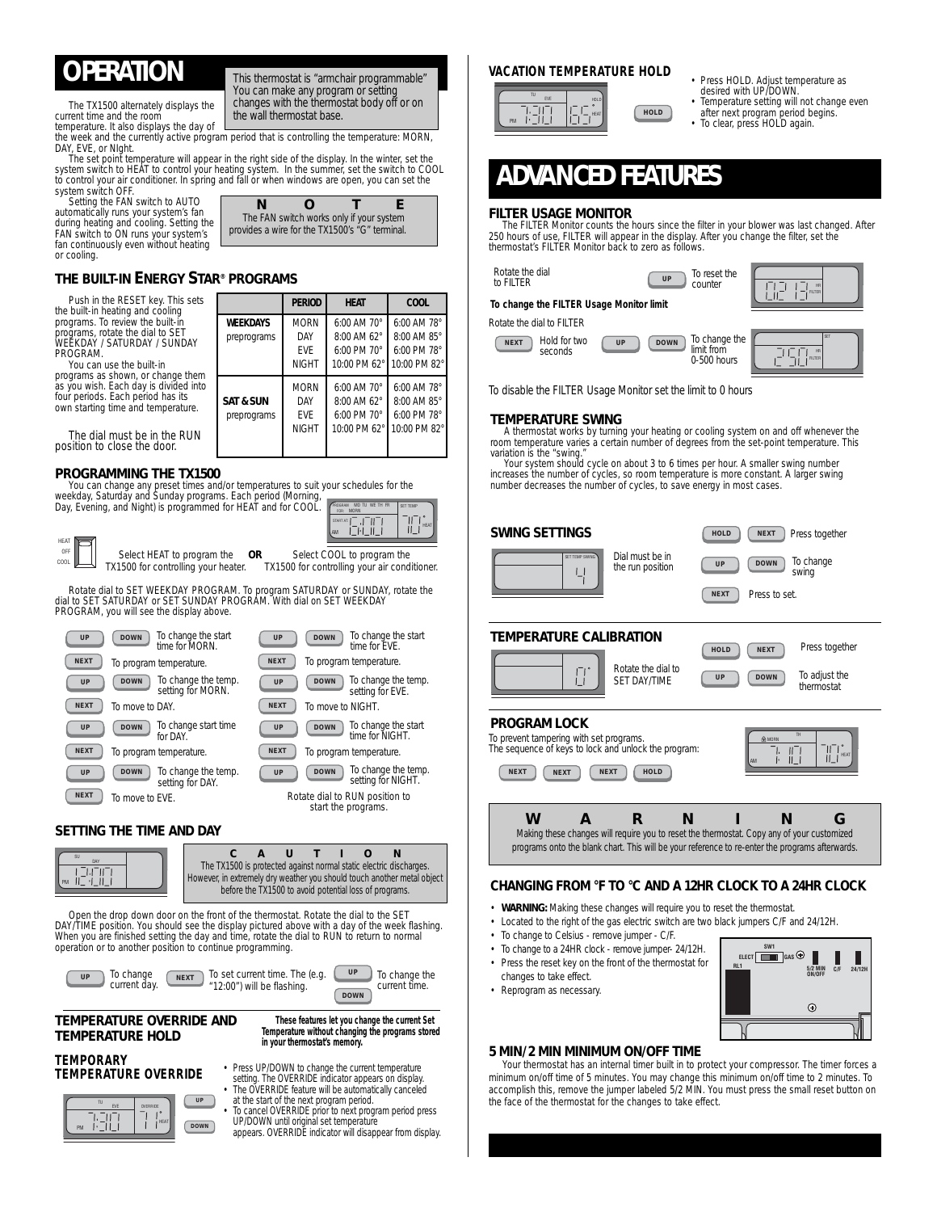# OPERATION

This thermostat is "armchair programmable" You can make any program or setting changes with the thermostat body off or on the wall thermostat base.

The TX1500 alternately displays the current time and the room temperature. It also displays the day of the week and the currently active program period that is controlling the temperature: MORN, DAY, EVE, or NIght.

The set point temperature will appear in the right side of the display. In the winter, set the system switch to HEAT to control your heating system. In the summer, set the switch to COOL to control your air conditioner. In spring and fall or when windows are open, you can set the system switch OFF.

Setting the FAN switch to AUTO automatically runs your system's fan during heating and cooling. Setting the FAN switch to ON runs your system's fan continuously even without heating or cooling.

**N O T E**
The FAN switch works only if your system provides a wire for the TX1500's "G" terminal.

## THE BUILT-IN ENERGY STAR® PROGRAMS

Push in the RESET key. This sets the built-in heating and cooling programs. To review the built-in programs, rotate the dial to SET WEEKDAY / SATURDAY / SUNDAY PROGRAM.

You can use the built-in programs as shown, or change them as you wish. Each day is divided into four periods. Each period has its own starting time and temperature.

The dial must be in the RUN position to close the door.

| | PERIOD | HEAT | COOL |
|---|---|---|---|
| **WEEKDAYS** preprograms | MORN | 6:00 AM 70° | 6:00 AM 78° |
| | DAY | 8:00 AM 62° | 8:00 AM 85° |
| | EVE | 6:00 PM 70° | 6:00 PM 78° |
| | NIGHT | 10:00 PM 62° | 10:00 PM 82° |
| **SAT & SUN** preprograms | MORN | 6:00 AM 70° | 6:00 AM 78° |
| | DAY | 8:00 AM 62° | 8:00 AM 85° |
| | EVE | 6:00 PM 70° | 6:00 PM 78° |
| | NIGHT | 10:00 PM 62° | 10:00 PM 82° |

## PROGRAMMING THE TX1500

You can change any preset times and/or temperatures to suit your schedules for the weekday, Saturday and Sunday programs. Each period (Morning, Day, Evening, and Night) is programmed for HEAT and for COOL.

HEAT / OFF / COOL

Select HEAT to program the TX1500 for controlling your heater. **OR** Select COOL to program the TX1500 for controlling your air conditioner.

Rotate dial to SET WEEKDAY PROGRAM. To program SATURDAY or SUNDAY, rotate the dial to SET SATURDAY or SET SUNDAY PROGRAM. With dial on SET WEEKDAY PROGRAM, you will see the display above.

- UP / DOWN — To change the start time for MORN.
- NEXT — To program temperature.
- UP / DOWN — To change the temp. setting for MORN.
- NEXT — To move to DAY.
- UP / DOWN — To change start time for DAY.
- NEXT — To program temperature.
- UP / DOWN — To change the temp. setting for DAY.
- NEXT — To move to EVE.
- UP / DOWN — To change the start time for EVE.
- NEXT — To program temperature.
- UP / DOWN — To change the temp. setting for EVE.
- NEXT — To move to NIGHT.
- UP / DOWN — To change the start time for NIGHT.
- NEXT — To program temperature.
- UP / DOWN — To change the temp. setting for NIGHT.

Rotate dial to RUN position to start the programs.

## SETTING THE TIME AND DAY

**C A U T I O N**
The TX1500 is protected against normal static electric discharges. However, in extremely dry weather you should touch another metal object before the TX1500 to avoid potential loss of programs.

Open the drop down door on the front of the thermostat. Rotate the dial to the SET DAY/TIME position. You should see the display pictured above with a day of the week flashing. When you are finished setting the day and time, rotate the dial to RUN to return to normal operation or to another position to continue programming.

- UP — To change current day.
- NEXT — To set current time. The (e.g. "12:00") will be flashing.
- UP / DOWN — To change the current time.

## TEMPERATURE OVERRIDE AND TEMPERATURE HOLD

***These features let you change the current Set Temperature without changing the programs stored in your thermostat's memory.***

### TEMPORARY TEMPERATURE OVERRIDE

- Press UP/DOWN to change the current temperature setting. The OVERRIDE indicator appears on display.
- The OVERRIDE feature will be automatically canceled at the start of the next program period.
- To cancel OVERRIDE prior to next program period press UP/DOWN until original set temperature appears. OVERRIDE indicator will disappear from display.

### VACATION TEMPERATURE HOLD

- Press HOLD. Adjust temperature as desired with UP/DOWN.
- Temperature setting will not change even after next program period begins.
- To clear, press HOLD again.

# ADVANCED FEATURES

## FILTER USAGE MONITOR

The FILTER Monitor counts the hours since the filter in your blower was last changed. After 250 hours of use, FILTER will appear in the display. After you change the filter, set the thermostat's FILTER Monitor back to zero as follows.

Rotate the dial to FILTER — UP — To reset the counter

**To change the FILTER Usage Monitor limit**

Rotate the dial to FILTER

NEXT — Hold for two seconds — UP / DOWN — To change the limit from 0-500 hours

To disable the FILTER Usage Monitor set the limit to 0 hours

## TEMPERATURE SWING

A thermostat works by turning your heating or cooling system on and off whenever the room temperature varies a certain number of degrees from the set-point temperature. This variation is the "swing."

Your system should cycle on about 3 to 6 times per hour. A smaller swing number increases the number of cycles, so room temperature is more constant. A larger swing number decreases the number of cycles, to save energy in most cases.

## SWING SETTINGS

Dial must be in the run position

- HOLD + NEXT — Press together
- UP / DOWN — To change swing
- NEXT — Press to set.

## TEMPERATURE CALIBRATION

Rotate the dial to SET DAY/TIME

- HOLD + NEXT — Press together
- UP / DOWN — To adjust the thermostat

## PROGRAM LOCK

To prevent tampering with set programs.
The sequence of keys to lock and unlock the program:

NEXT NEXT NEXT HOLD

**W A R N I N G**
Making these changes will require you to reset the thermostat. Copy any of your customized programs onto the blank chart. This will be your reference to re-enter the programs afterwards.

## CHANGING FROM °F TO °C AND A 12HR CLOCK TO A 24HR CLOCK

- **WARNING:** Making these changes will require you to reset the thermostat.
- Located to the right of the gas electric switch are two black jumpers C/F and 24/12H.
- To change to Celsius - remove jumper - C/F.
- To change to a 24HR clock - remove jumper- 24/12H.
- Press the reset key on the front of the thermostat for changes to take effect.
- Reprogram as necessary.

SW1 ELECT GAS RL1 5/2 MIN ON/OFF C/F 24/12H

## 5 MIN/2 MIN MINIMUM ON/OFF TIME

Your thermostat has an internal timer built in to protect your compressor. The timer forces a minimum on/off time of 5 minutes. You may change this minimum on/off time to 2 minutes. To accomplish this, remove the jumper labeled 5/2 MIN. You must press the small reset button on the face of the thermostat for the changes to take effect.